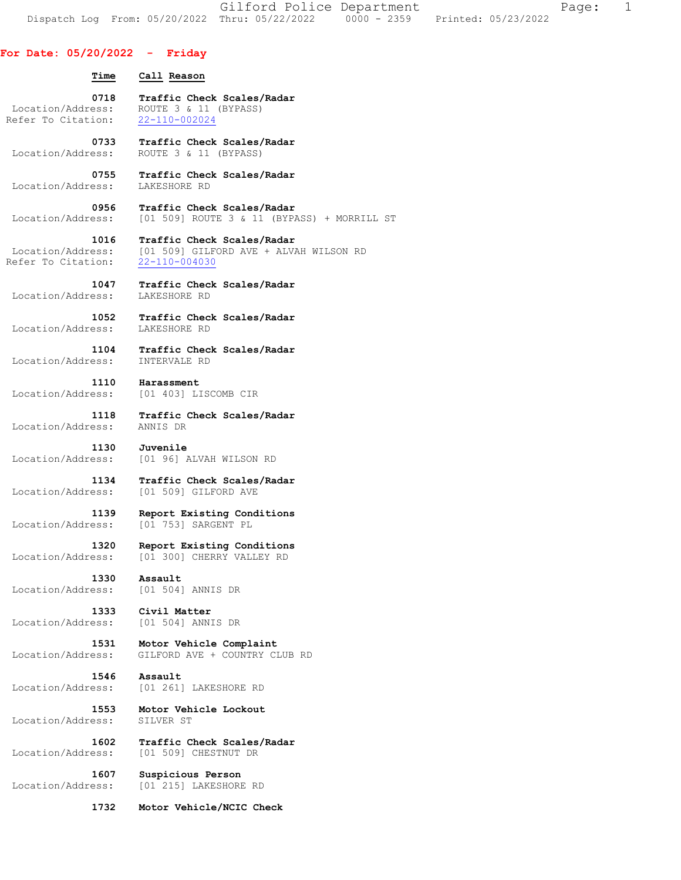Gilford Police Department

Dispatch Log From: 05/20/2022 Thru: 05/22/2022 0000 - 2359 Printed: 05/23/2022

## For Date: 05/20/2022 - Friday

**Time** **Call Reason**

**0718** **Traffic Check Scales/Radar**
Location/Address: ROUTE 3 & 11 (BYPASS)
Refer To Citation: 22-110-002024

**0733** **Traffic Check Scales/Radar**
Location/Address: ROUTE 3 & 11 (BYPASS)

**0755** **Traffic Check Scales/Radar**
Location/Address: LAKESHORE RD

**0956** **Traffic Check Scales/Radar**
Location/Address: [01 509] ROUTE 3 & 11 (BYPASS) + MORRILL ST

**1016** **Traffic Check Scales/Radar**
Location/Address: [01 509] GILFORD AVE + ALVAH WILSON RD
Refer To Citation: 22-110-004030

**1047** **Traffic Check Scales/Radar**
Location/Address: LAKESHORE RD

**1052** **Traffic Check Scales/Radar**
Location/Address: LAKESHORE RD

**1104** **Traffic Check Scales/Radar**
Location/Address: INTERVALE RD

**1110** **Harassment**
Location/Address: [01 403] LISCOMB CIR

**1118** **Traffic Check Scales/Radar**
Location/Address: ANNIS DR

**1130** **Juvenile**
Location/Address: [01 96] ALVAH WILSON RD

**1134** **Traffic Check Scales/Radar**
Location/Address: [01 509] GILFORD AVE

**1139** **Report Existing Conditions**
Location/Address: [01 753] SARGENT PL

**1320** **Report Existing Conditions**
Location/Address: [01 300] CHERRY VALLEY RD

**1330** **Assault**
Location/Address: [01 504] ANNIS DR

**1333** **Civil Matter**
Location/Address: [01 504] ANNIS DR

**1531** **Motor Vehicle Complaint**
Location/Address: GILFORD AVE + COUNTRY CLUB RD

**1546** **Assault**
Location/Address: [01 261] LAKESHORE RD

**1553** **Motor Vehicle Lockout**
Location/Address: SILVER ST

**1602** **Traffic Check Scales/Radar**
Location/Address: [01 509] CHESTNUT DR

**1607** **Suspicious Person**
Location/Address: [01 215] LAKESHORE RD

**1732** **Motor Vehicle/NCIC Check**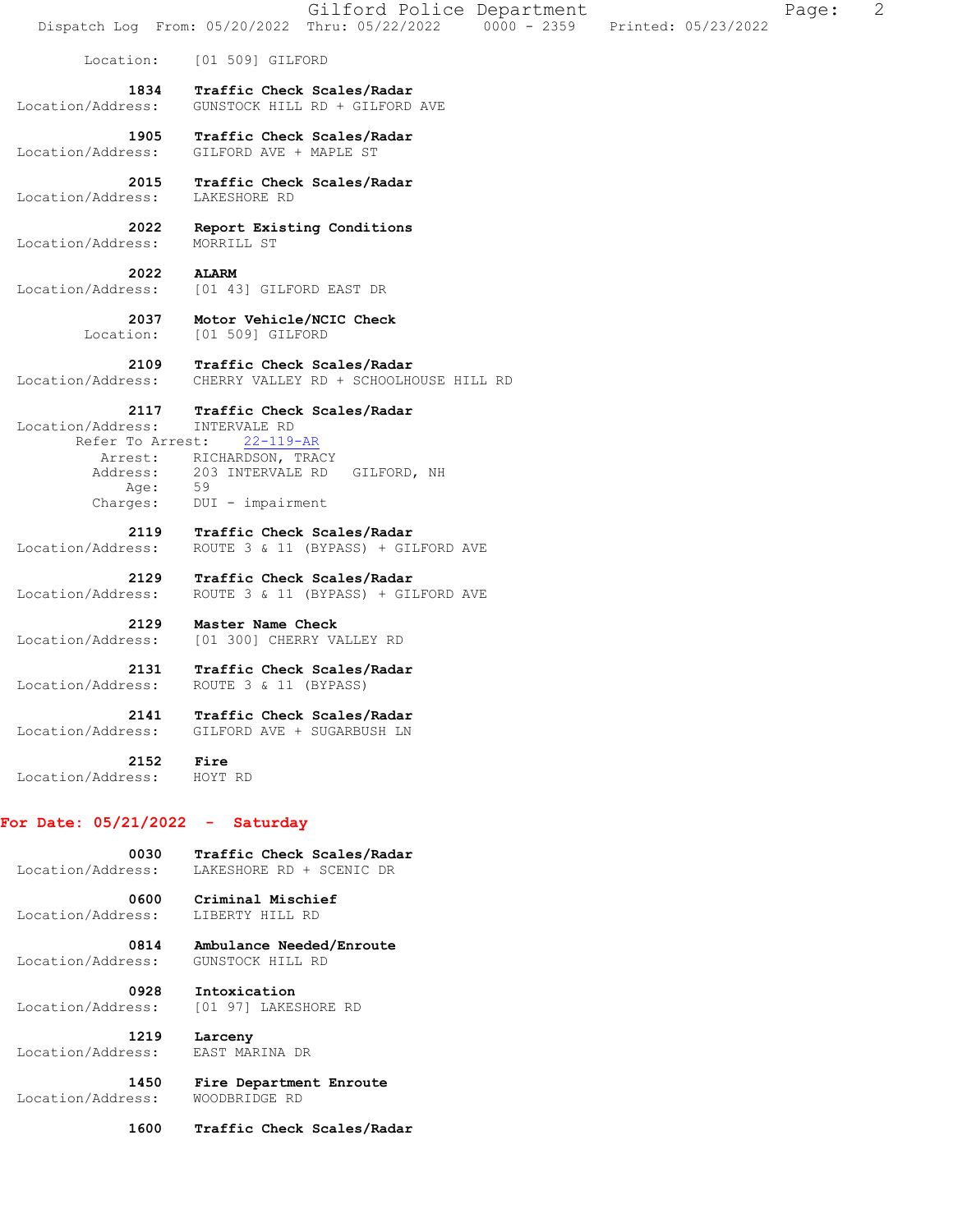Location: [01 509] GILFORD

**1834** **Traffic Check Scales/Radar**
Location/Address: GUNSTOCK HILL RD + GILFORD AVE

**1905** **Traffic Check Scales/Radar**
Location/Address: GILFORD AVE + MAPLE ST

**2015** **Traffic Check Scales/Radar**
Location/Address: LAKESHORE RD

**2022** **Report Existing Conditions**
Location/Address: MORRILL ST

**2022** **ALARM**
Location/Address: [01 43] GILFORD EAST DR

**2037** **Motor Vehicle/NCIC Check**
Location: [01 509] GILFORD

**2109** **Traffic Check Scales/Radar**
Location/Address: CHERRY VALLEY RD + SCHOOLHOUSE HILL RD

**2117** **Traffic Check Scales/Radar**
Location/Address: INTERVALE RD
Refer To Arrest: 22-119-AR
Arrest: RICHARDSON, TRACY
Address: 203 INTERVALE RD GILFORD, NH
Age: 59
Charges: DUI - impairment

**2119** **Traffic Check Scales/Radar**
Location/Address: ROUTE 3 & 11 (BYPASS) + GILFORD AVE

**2129** **Traffic Check Scales/Radar**
Location/Address: ROUTE 3 & 11 (BYPASS) + GILFORD AVE

**2129** **Master Name Check**
Location/Address: [01 300] CHERRY VALLEY RD

**2131** **Traffic Check Scales/Radar**
Location/Address: ROUTE 3 & 11 (BYPASS)

**2141** **Traffic Check Scales/Radar**
Location/Address: GILFORD AVE + SUGARBUSH LN

**2152** **Fire**
Location/Address: HOYT RD

## For Date: 05/21/2022 - Saturday

**0030** **Traffic Check Scales/Radar**
Location/Address: LAKESHORE RD + SCENIC DR

**0600** **Criminal Mischief**
Location/Address: LIBERTY HILL RD

**0814** **Ambulance Needed/Enroute**
Location/Address: GUNSTOCK HILL RD

**0928** **Intoxication**
Location/Address: [01 97] LAKESHORE RD

**1219** **Larceny**
Location/Address: EAST MARINA DR

**1450** **Fire Department Enroute**
Location/Address: WOODBRIDGE RD

**1600** **Traffic Check Scales/Radar**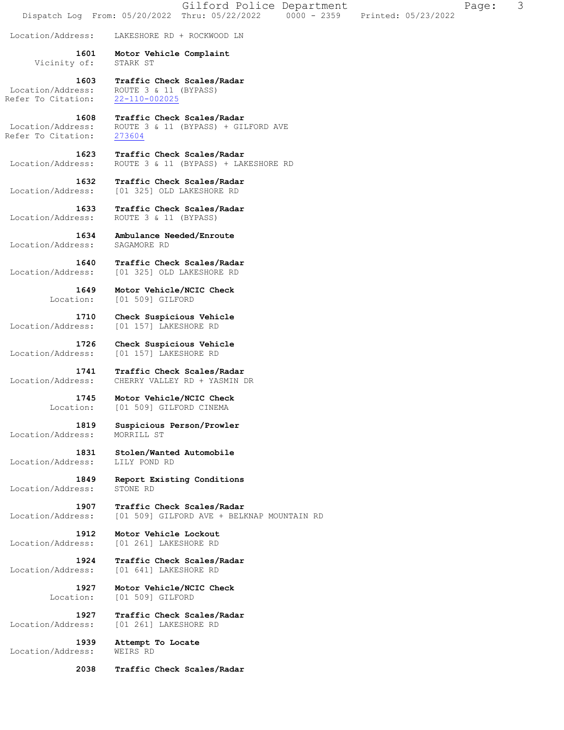Location/Address: LAKESHORE RD + ROCKWOOD LN

**1601 Motor Vehicle Complaint**
Vicinity of: STARK ST

**1603 Traffic Check Scales/Radar**
Location/Address: ROUTE 3 & 11 (BYPASS)
Refer To Citation: 22-110-002025

**1608 Traffic Check Scales/Radar**
Location/Address: ROUTE 3 & 11 (BYPASS) + GILFORD AVE
Refer To Citation: 273604

**1623 Traffic Check Scales/Radar**
Location/Address: ROUTE 3 & 11 (BYPASS) + LAKESHORE RD

**1632 Traffic Check Scales/Radar**
Location/Address: [01 325] OLD LAKESHORE RD

**1633 Traffic Check Scales/Radar**
Location/Address: ROUTE 3 & 11 (BYPASS)

**1634 Ambulance Needed/Enroute**
Location/Address: SAGAMORE RD

**1640 Traffic Check Scales/Radar**
Location/Address: [01 325] OLD LAKESHORE RD

**1649 Motor Vehicle/NCIC Check**
Location: [01 509] GILFORD

**1710 Check Suspicious Vehicle**
Location/Address: [01 157] LAKESHORE RD

**1726 Check Suspicious Vehicle**
Location/Address: [01 157] LAKESHORE RD

**1741 Traffic Check Scales/Radar**
Location/Address: CHERRY VALLEY RD + YASMIN DR

**1745 Motor Vehicle/NCIC Check**
Location: [01 509] GILFORD CINEMA

**1819 Suspicious Person/Prowler**
Location/Address: MORRILL ST

**1831 Stolen/Wanted Automobile**
Location/Address: LILY POND RD

**1849 Report Existing Conditions**
Location/Address: STONE RD

**1907 Traffic Check Scales/Radar**
Location/Address: [01 509] GILFORD AVE + BELKNAP MOUNTAIN RD

**1912 Motor Vehicle Lockout**
Location/Address: [01 261] LAKESHORE RD

**1924 Traffic Check Scales/Radar**
Location/Address: [01 641] LAKESHORE RD

**1927 Motor Vehicle/NCIC Check**
Location: [01 509] GILFORD

**1927 Traffic Check Scales/Radar**
Location/Address: [01 261] LAKESHORE RD

**1939 Attempt To Locate**
Location/Address: WEIRS RD

**2038 Traffic Check Scales/Radar**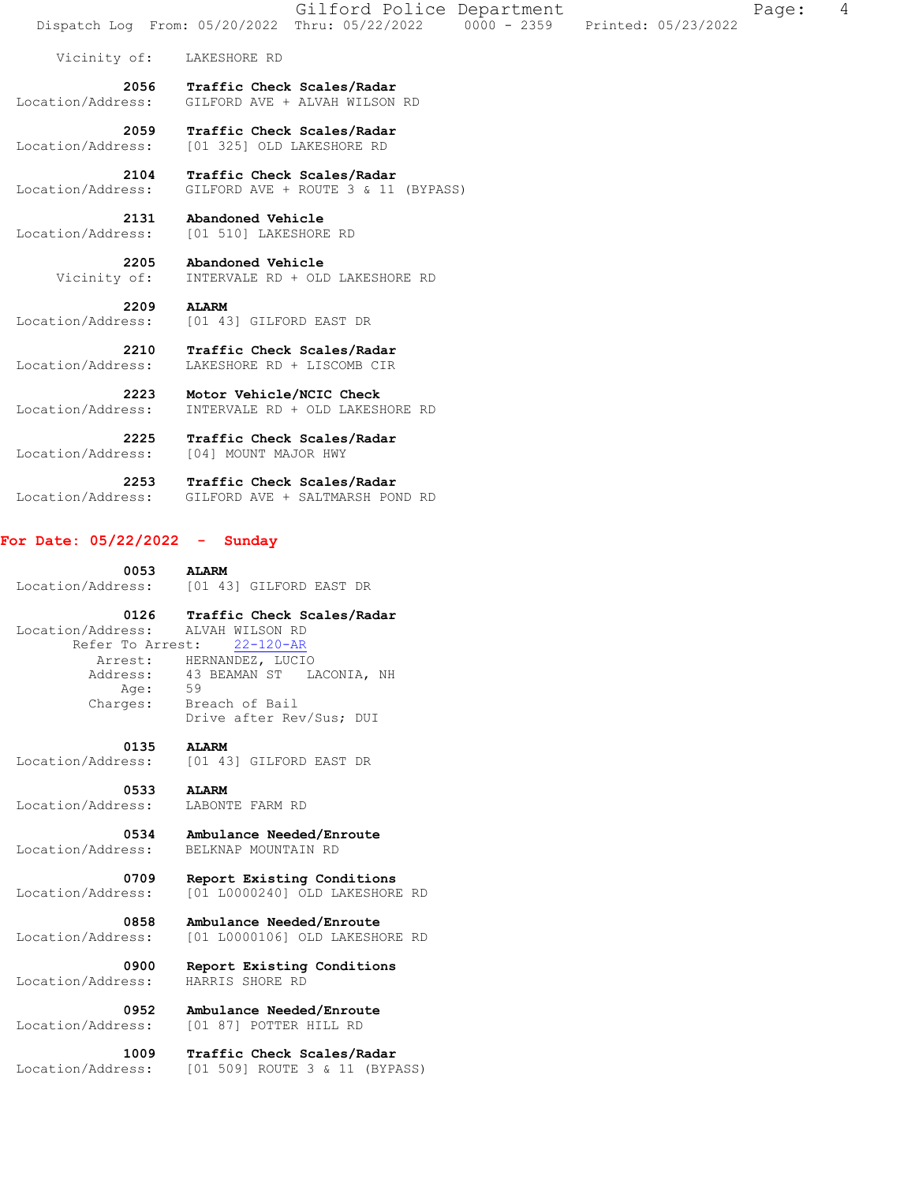Vicinity of: LAKESHORE RD

**2056 Traffic Check Scales/Radar**
Location/Address: GILFORD AVE + ALVAH WILSON RD

**2059 Traffic Check Scales/Radar**
Location/Address: [01 325] OLD LAKESHORE RD

**2104 Traffic Check Scales/Radar**
Location/Address: GILFORD AVE + ROUTE 3 & 11 (BYPASS)

**2131 Abandoned Vehicle**
Location/Address: [01 510] LAKESHORE RD

**2205 Abandoned Vehicle**
Vicinity of: INTERVALE RD + OLD LAKESHORE RD

**2209 ALARM**
Location/Address: [01 43] GILFORD EAST DR

**2210 Traffic Check Scales/Radar**
Location/Address: LAKESHORE RD + LISCOMB CIR

**2223 Motor Vehicle/NCIC Check**
Location/Address: INTERVALE RD + OLD LAKESHORE RD

**2225 Traffic Check Scales/Radar**
Location/Address: [04] MOUNT MAJOR HWY

**2253 Traffic Check Scales/Radar**
Location/Address: GILFORD AVE + SALTMARSH POND RD

## For Date: 05/22/2022 - Sunday

**0053 ALARM**
Location/Address: [01 43] GILFORD EAST DR

**0126 Traffic Check Scales/Radar**
Location/Address: ALVAH WILSON RD
Refer To Arrest: 22-120-AR
Arrest: HERNANDEZ, LUCIO
Address: 43 BEAMAN ST LACONIA, NH
Age: 59
Charges: Breach of Bail
Drive after Rev/Sus; DUI

**0135 ALARM**
Location/Address: [01 43] GILFORD EAST DR

**0533 ALARM**
Location/Address: LABONTE FARM RD

**0534 Ambulance Needed/Enroute**
Location/Address: BELKNAP MOUNTAIN RD

**0709 Report Existing Conditions**
Location/Address: [01 L0000240] OLD LAKESHORE RD

**0858 Ambulance Needed/Enroute**
Location/Address: [01 L0000106] OLD LAKESHORE RD

**0900 Report Existing Conditions**
Location/Address: HARRIS SHORE RD

**0952 Ambulance Needed/Enroute**
Location/Address: [01 87] POTTER HILL RD

**1009 Traffic Check Scales/Radar**
Location/Address: [01 509] ROUTE 3 & 11 (BYPASS)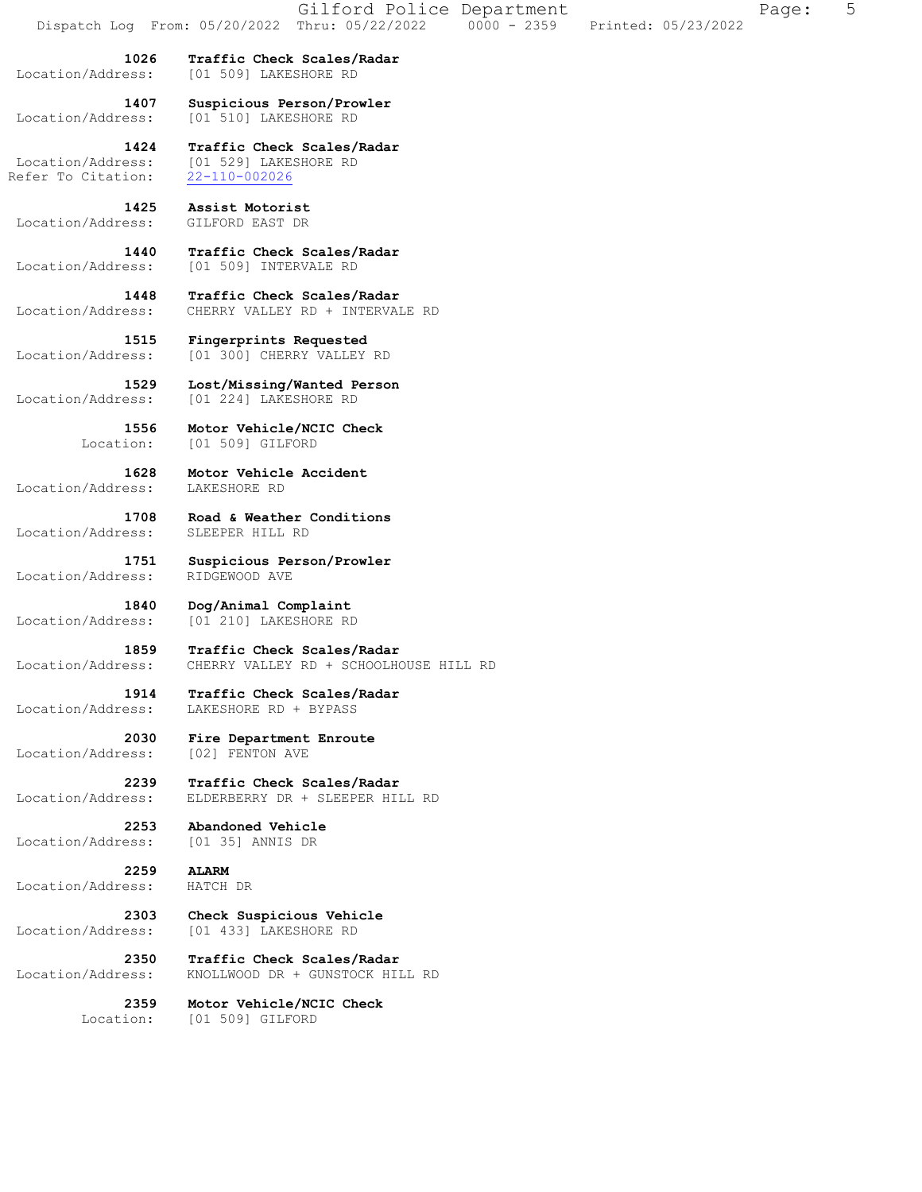**1026** **Traffic Check Scales/Radar**
Location/Address: [01 509] LAKESHORE RD

**1407** **Suspicious Person/Prowler**
Location/Address: [01 510] LAKESHORE RD

**1424** **Traffic Check Scales/Radar**
Location/Address: [01 529] LAKESHORE RD
Refer To Citation: 22-110-002026

**1425** **Assist Motorist**
Location/Address: GILFORD EAST DR

**1440** **Traffic Check Scales/Radar**
Location/Address: [01 509] INTERVALE RD

**1448** **Traffic Check Scales/Radar**
Location/Address: CHERRY VALLEY RD + INTERVALE RD

**1515** **Fingerprints Requested**
Location/Address: [01 300] CHERRY VALLEY RD

**1529** **Lost/Missing/Wanted Person**
Location/Address: [01 224] LAKESHORE RD

**1556** **Motor Vehicle/NCIC Check**
Location: [01 509] GILFORD

**1628** **Motor Vehicle Accident**
Location/Address: LAKESHORE RD

**1708** **Road & Weather Conditions**
Location/Address: SLEEPER HILL RD

**1751** **Suspicious Person/Prowler**
Location/Address: RIDGEWOOD AVE

**1840** **Dog/Animal Complaint**
Location/Address: [01 210] LAKESHORE RD

**1859** **Traffic Check Scales/Radar**
Location/Address: CHERRY VALLEY RD + SCHOOLHOUSE HILL RD

**1914** **Traffic Check Scales/Radar**
Location/Address: LAKESHORE RD + BYPASS

**2030** **Fire Department Enroute**
Location/Address: [02] FENTON AVE

**2239** **Traffic Check Scales/Radar**
Location/Address: ELDERBERRY DR + SLEEPER HILL RD

**2253** **Abandoned Vehicle**
Location/Address: [01 35] ANNIS DR

**2259** **ALARM**
Location/Address: HATCH DR

**2303** **Check Suspicious Vehicle**
Location/Address: [01 433] LAKESHORE RD

**2350** **Traffic Check Scales/Radar**
Location/Address: KNOLLWOOD DR + GUNSTOCK HILL RD

**2359** **Motor Vehicle/NCIC Check**
Location: [01 509] GILFORD